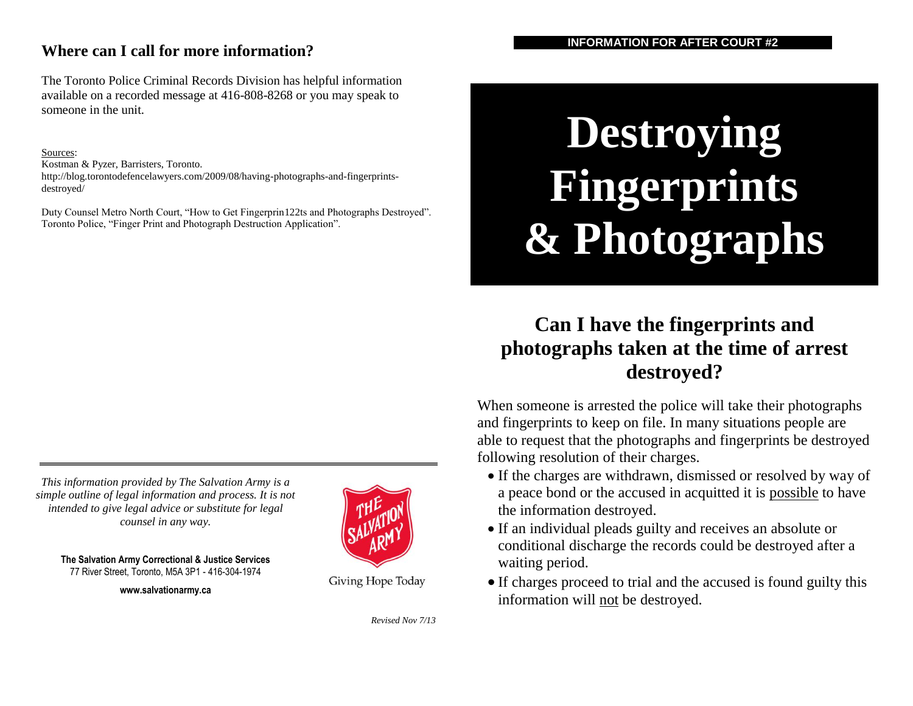INFORMATION FOR AFTER COURT #2

# Destroying Fingerprints & Photographs

## Can I have the fingerprints and photographs taken at the time of arrest destroyed?

When someone is arrested the police will take their photographs and fingerprints to keep on file. In many situations people are able to request that the photographs and fingerprints be destroyed following resolution of their charges.

- If the charges are withdrawn, dismissed or resolved by way of a peace bond or the accused in acquitted it is <u>possible</u> to have the information destroyed.
- If an individual pleads guilty and receives an absolute or conditional discharge the records could be destroyed after a waiting period.
- If charges proceed to trial and the accused is found guilty this information will <u>not</u> be destroyed.

## Where can I call for more information?

The Toronto Police Criminal Records Division has helpful information available on a recorded message at 416-808-8268 or you may speak to someone in the unit.

<u>Sources</u>:
Kostman & Pyzer, Barristers, Toronto.
http://blog.torontodefencelawyers.com/2009/08/having-photographs-and-fingerprints-destroyed/

Duty Counsel Metro North Court, "How to Get Fingerprin122ts and Photographs Destroyed".
Toronto Police, "Finger Print and Photograph Destruction Application".

---

*This information provided by The Salvation Army is a simple outline of legal information and process. It is not intended to give legal advice or substitute for legal counsel in any way.*

**The Salvation Army Correctional & Justice Services**
77 River Street, Toronto, M5A 3P1 - 416-304-1974

**www.salvationarmy.ca**

THE SALVATION ARMY

Giving Hope Today

*Revised Nov 7/13*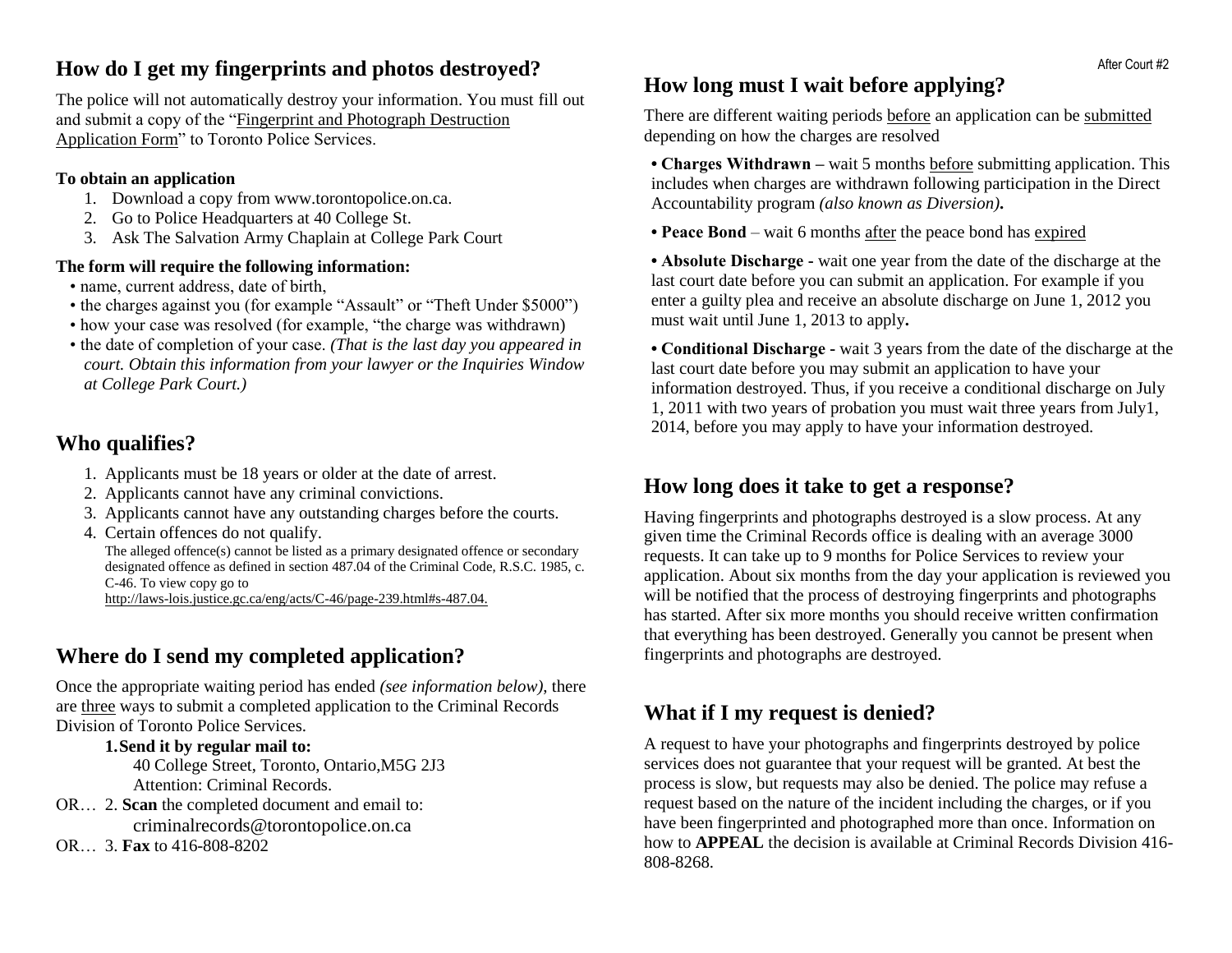## How do I get my fingerprints and photos destroyed?

The police will not automatically destroy your information. You must fill out and submit a copy of the "Fingerprint and Photograph Destruction Application Form" to Toronto Police Services.

**To obtain an application**

1. Download a copy from www.torontopolice.on.ca.
2. Go to Police Headquarters at 40 College St.
3. Ask The Salvation Army Chaplain at College Park Court

**The form will require the following information:**

- name, current address, date of birth,
- the charges against you (for example "Assault" or "Theft Under $5000")
- how your case was resolved (for example, "the charge was withdrawn)
- the date of completion of your case. *(That is the last day you appeared in court. Obtain this information from your lawyer or the Inquiries Window at College Park Court.)*

## Who qualifies?

1. Applicants must be 18 years or older at the date of arrest.
2. Applicants cannot have any criminal convictions.
3. Applicants cannot have any outstanding charges before the courts.
4. Certain offences do not qualify.
   The alleged offence(s) cannot be listed as a primary designated offence or secondary designated offence as defined in section 487.04 of the Criminal Code, R.S.C. 1985, c. C-46. To view copy go to http://laws-lois.justice.gc.ca/eng/acts/C-46/page-239.html#s-487.04.

## Where do I send my completed application?

Once the appropriate waiting period has ended *(see information below)*, there are three ways to submit a completed application to the Criminal Records Division of Toronto Police Services.

1. **Send it by regular mail to:**
   40 College Street, Toronto, Ontario,M5G 2J3
   Attention: Criminal Records.

OR… 2. **Scan** the completed document and email to:
criminalrecords@torontopolice.on.ca

OR… 3. **Fax** to 416-808-8202

## How long must I wait before applying?

There are different waiting periods before an application can be submitted depending on how the charges are resolved

- **Charges Withdrawn –** wait 5 months before submitting application. This includes when charges are withdrawn following participation in the Direct Accountability program *(also known as Diversion)***.**
- **Peace Bond** – wait 6 months after the peace bond has expired
- **Absolute Discharge -** wait one year from the date of the discharge at the last court date before you can submit an application. For example if you enter a guilty plea and receive an absolute discharge on June 1, 2012 you must wait until June 1, 2013 to apply**.**
- **Conditional Discharge -** wait 3 years from the date of the discharge at the last court date before you may submit an application to have your information destroyed. Thus, if you receive a conditional discharge on July 1, 2011 with two years of probation you must wait three years from July1, 2014, before you may apply to have your information destroyed.

## How long does it take to get a response?

Having fingerprints and photographs destroyed is a slow process. At any given time the Criminal Records office is dealing with an average 3000 requests. It can take up to 9 months for Police Services to review your application. About six months from the day your application is reviewed you will be notified that the process of destroying fingerprints and photographs has started. After six more months you should receive written confirmation that everything has been destroyed. Generally you cannot be present when fingerprints and photographs are destroyed.

## What if I my request is denied?

A request to have your photographs and fingerprints destroyed by police services does not guarantee that your request will be granted. At best the process is slow, but requests may also be denied. The police may refuse a request based on the nature of the incident including the charges, or if you have been fingerprinted and photographed more than once. Information on how to **APPEAL** the decision is available at Criminal Records Division 416-808-8268.